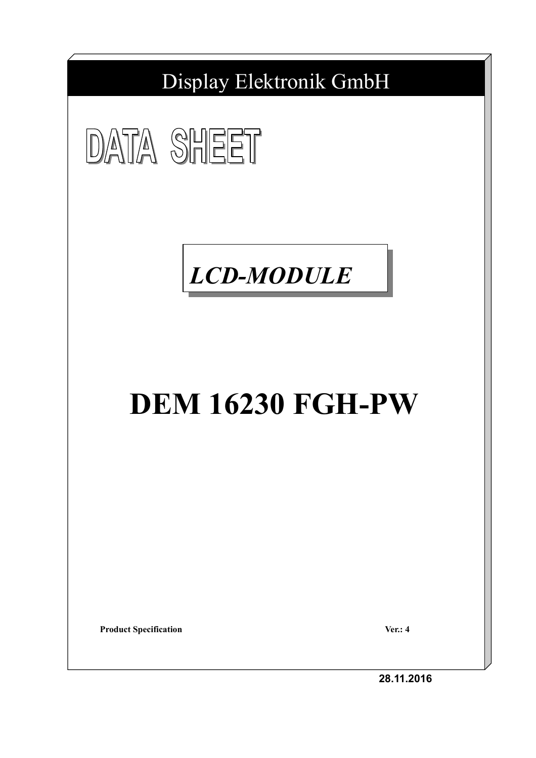Display Elektronik GmbH

# DATA SHEET

*LCD-MODULE*

# DEM 16230 FGH-PW

**Product Specification** **Ver.: 4**

**28.11.2016**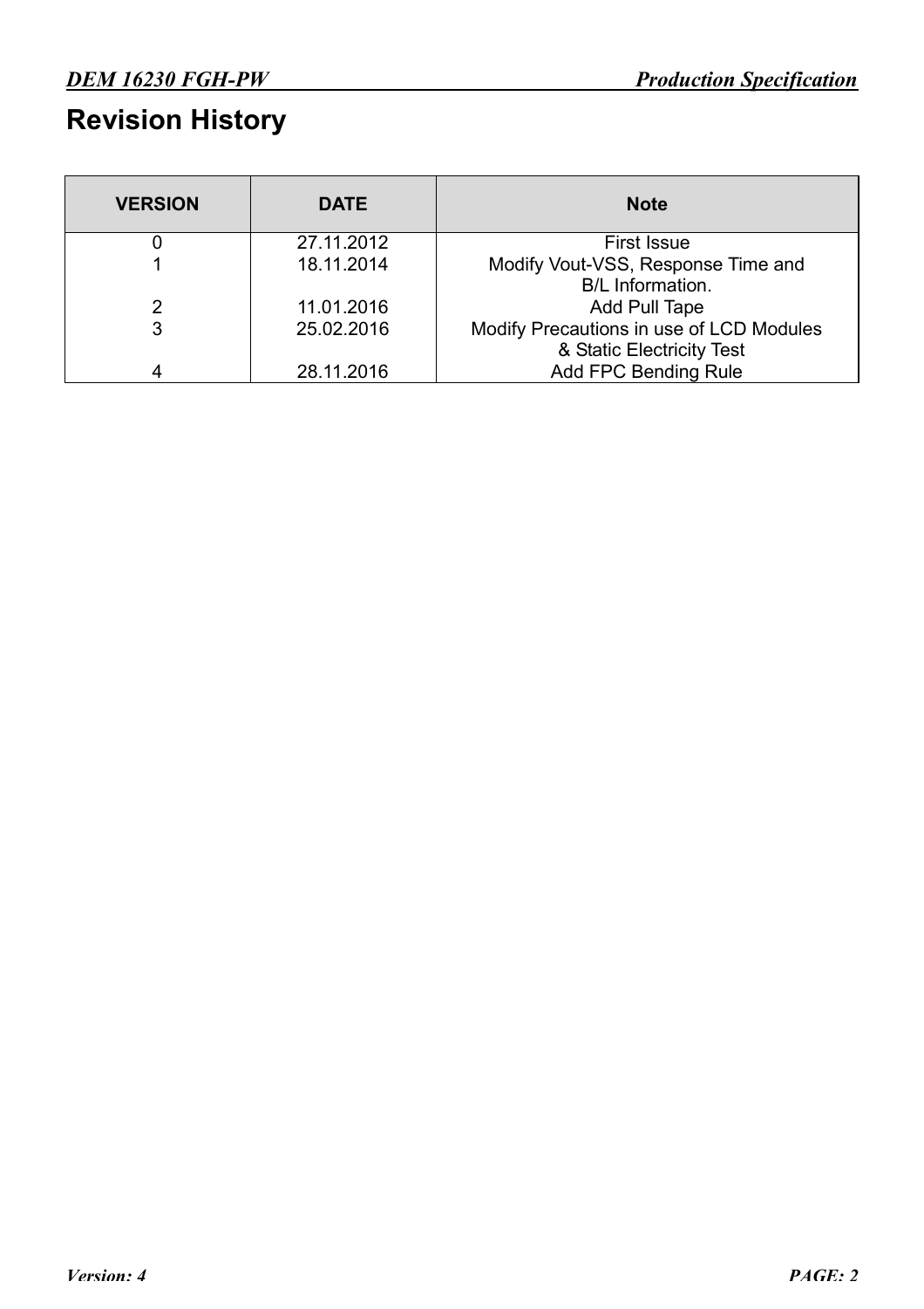# Revision History

| VERSION | DATE | Note |
|---|---|---|
| 0 | 27.11.2012 | First Issue |
| 1 | 18.11.2014 | Modify Vout-VSS, Response Time and B/L Information. |
| 2 | 11.01.2016 | Add Pull Tape |
| 3 | 25.02.2016 | Modify Precautions in use of LCD Modules & Static Electricity Test |
| 4 | 28.11.2016 | Add FPC Bending Rule |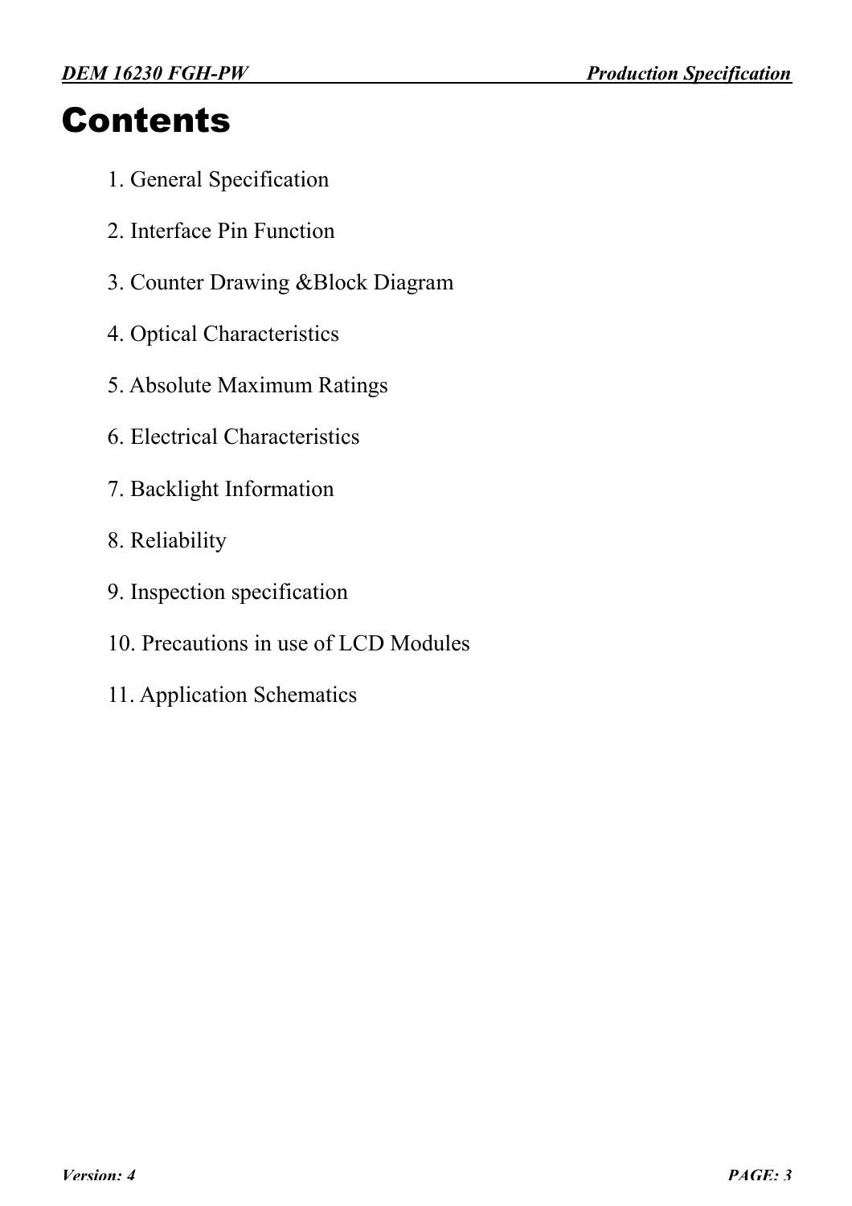# Contents

1. General Specification
2. Interface Pin Function
3. Counter Drawing &Block Diagram
4. Optical Characteristics
5. Absolute Maximum Ratings
6. Electrical Characteristics
7. Backlight Information
8. Reliability
9. Inspection specification
10. Precautions in use of LCD Modules
11. Application Schematics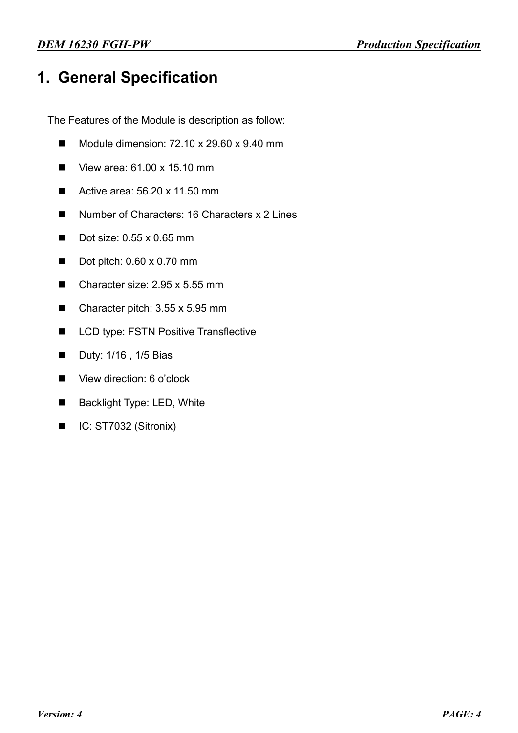# 1. General Specification

The Features of the Module is description as follow:

- Module dimension: 72.10 x 29.60 x 9.40 mm
- View area: 61.00 x 15.10 mm
- Active area: 56.20 x 11.50 mm
- Number of Characters: 16 Characters x 2 Lines
- Dot size: 0.55 x 0.65 mm
- Dot pitch: 0.60 x 0.70 mm
- Character size: 2.95 x 5.55 mm
- Character pitch: 3.55 x 5.95 mm
- LCD type: FSTN Positive Transflective
- Duty: 1/16 , 1/5 Bias
- View direction: 6 o'clock
- Backlight Type: LED, White
- IC: ST7032 (Sitronix)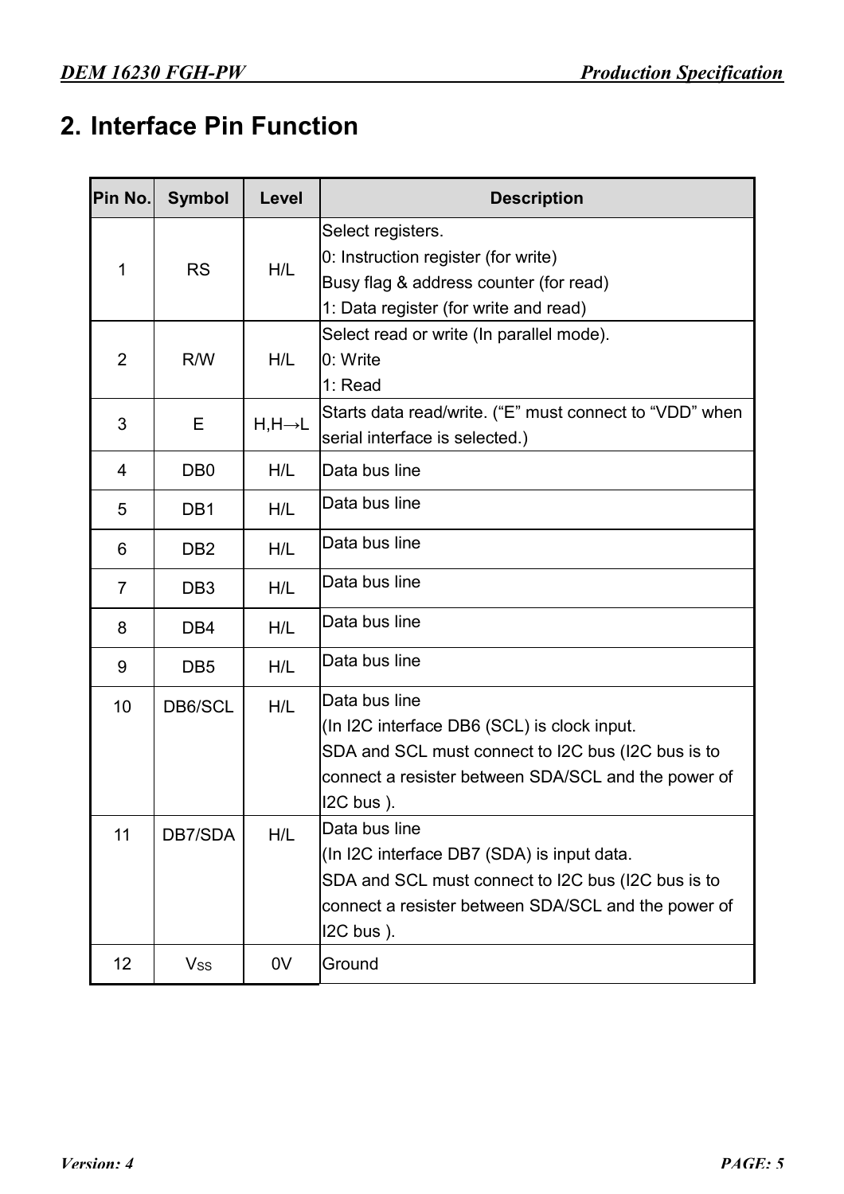## 2. Interface Pin Function

| Pin No. | Symbol | Level | Description |
|---|---|---|---|
| 1 | RS | H/L | Select registers.<br>0: Instruction register (for write)<br>Busy flag & address counter (for read)<br>1: Data register (for write and read) |
| 2 | R/W | H/L | Select read or write (In parallel mode).<br>0: Write<br>1: Read |
| 3 | E | H,H→L | Starts data read/write. (“E” must connect to “VDD” when serial interface is selected.) |
| 4 | DB0 | H/L | Data bus line |
| 5 | DB1 | H/L | Data bus line |
| 6 | DB2 | H/L | Data bus line |
| 7 | DB3 | H/L | Data bus line |
| 8 | DB4 | H/L | Data bus line |
| 9 | DB5 | H/L | Data bus line |
| 10 | DB6/SCL | H/L | Data bus line<br>(In I2C interface DB6 (SCL) is clock input.<br>SDA and SCL must connect to I2C bus (I2C bus is to connect a resister between SDA/SCL and the power of I2C bus ). |
| 11 | DB7/SDA | H/L | Data bus line<br>(In I2C interface DB7 (SDA) is input data.<br>SDA and SCL must connect to I2C bus (I2C bus is to connect a resister between SDA/SCL and the power of I2C bus ). |
| 12 | $V_{SS}$ | 0V | Ground |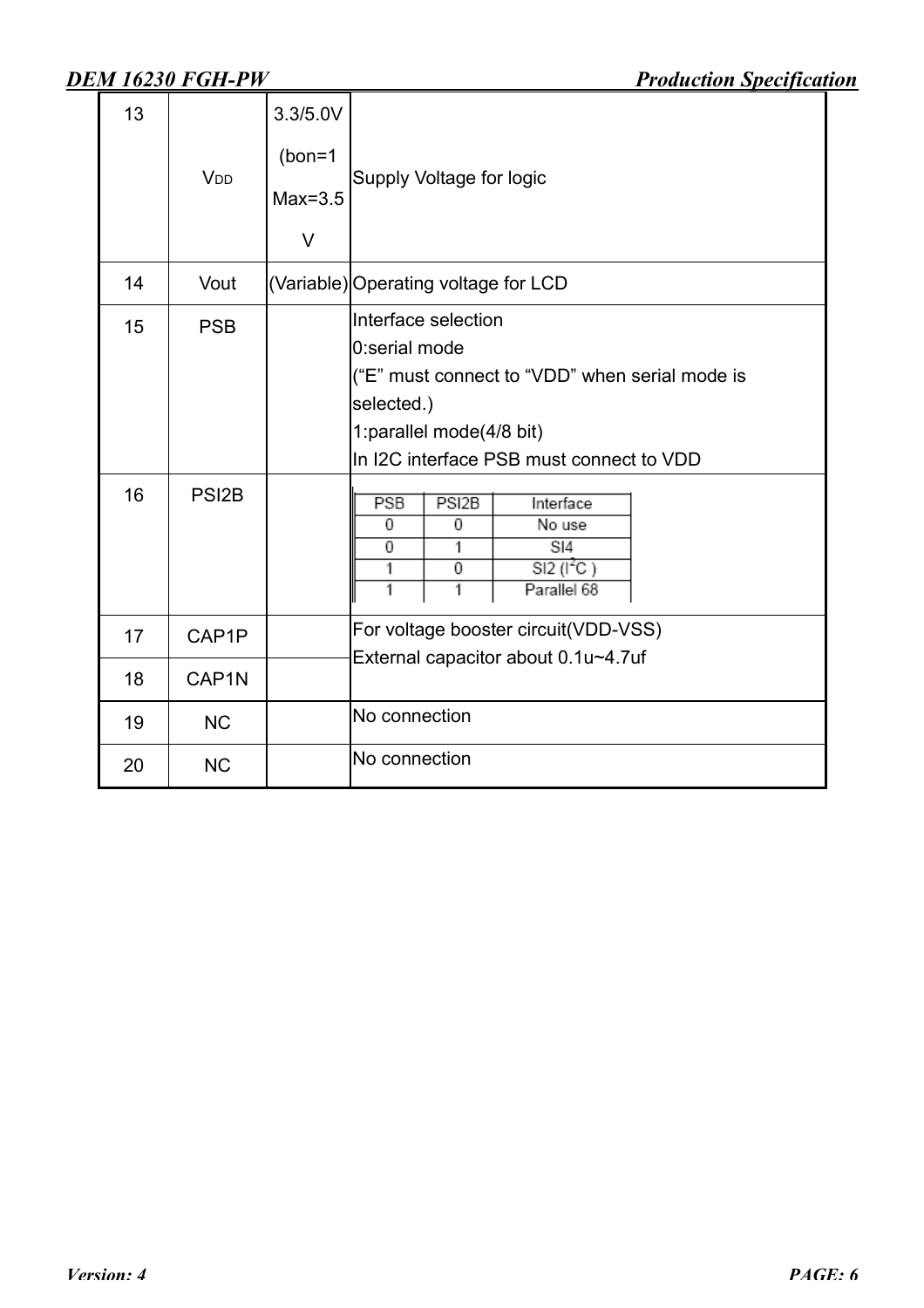| 13 | $V_{DD}$ | 3.3/5.0V (bon=1 Max=3.5 V | Supply Voltage for logic |
|---|---|---|---|
| 14 | Vout | (Variable) | Operating voltage for LCD |
| 15 | PSB | | Interface selection<br>0:serial mode<br>("E" must connect to "VDD" when serial mode is selected.)<br>1:parallel mode(4/8 bit)<br>In I2C interface PSB must connect to VDD |
| 16 | PSI2B | | PSB / PSI2B / Interface:<br>0 / 0 / No use<br>0 / 1 / SI4<br>1 / 0 / SI2 ($I^2C$ )<br>1 / 1 / Parallel 68 |
| 17 | CAP1P | | For voltage booster circuit(VDD-VSS)<br>External capacitor about 0.1u~4.7uf |
| 18 | CAP1N | | |
| 19 | NC | | No connection |
| 20 | NC | | No connection |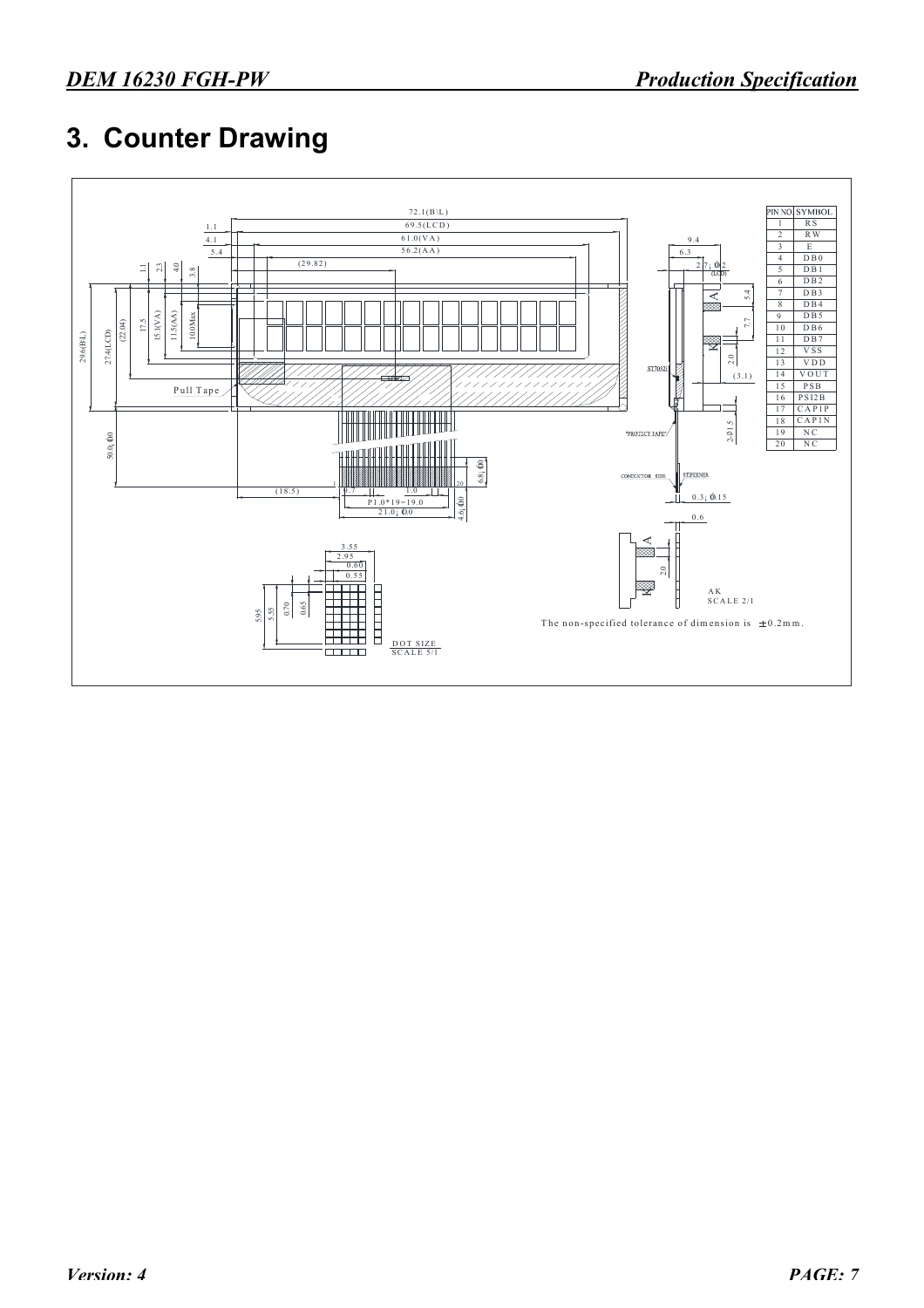# 3. Counter Drawing

| PIN NO. | SYMBOL |
|---|---|
| 1 | RS |
| 2 | RW |
| 3 | E |
| 4 | DB0 |
| 5 | DB1 |
| 6 | DB2 |
| 7 | DB3 |
| 8 | DB4 |
| 9 | DB5 |
| 10 | DB6 |
| 11 | DB7 |
| 12 | VSS |
| 13 | VDD |
| 14 | VOUT |
| 15 | PSB |
| 16 | PS12B |
| 17 | CAP1P |
| 18 | CAP1N |
| 19 | NC |
| 20 | NC |

The non-specified tolerance of dimension is ±0.2mm.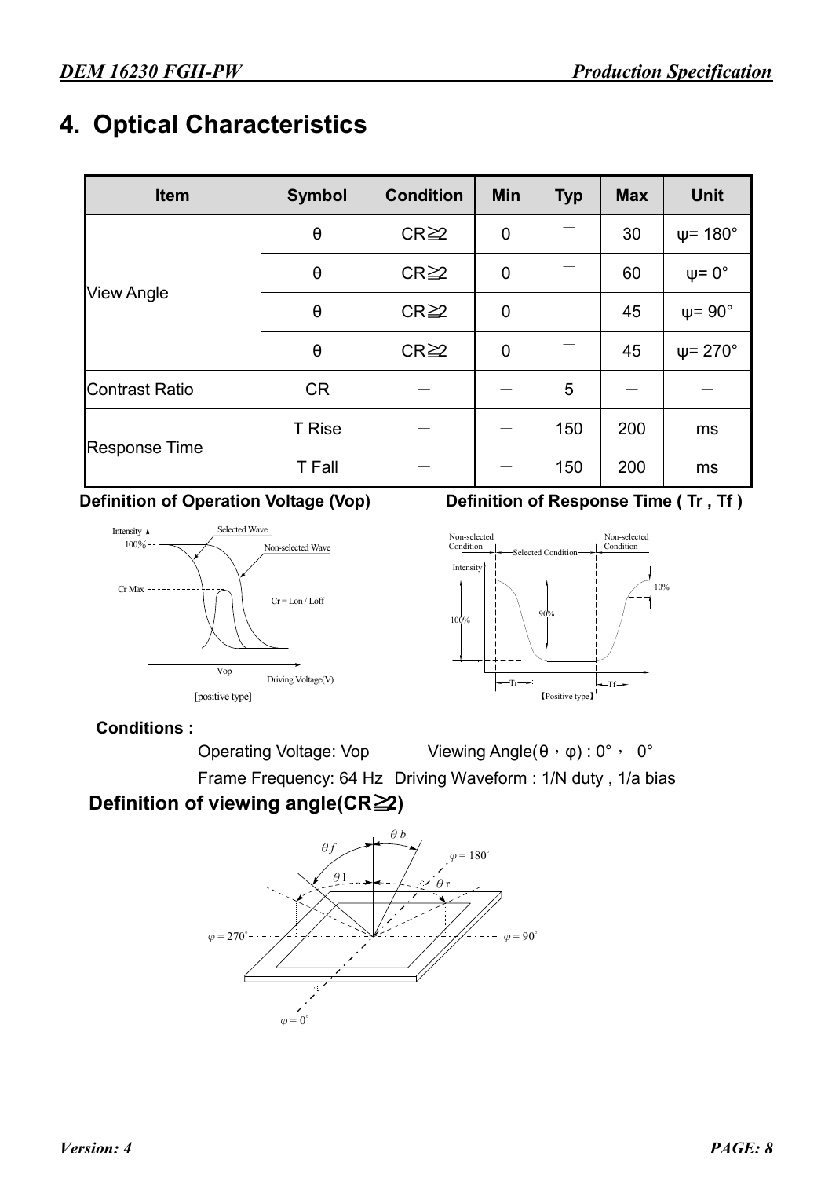# 4. Optical Characteristics

| Item | Symbol | Condition | Min | Typ | Max | Unit |
|---|---|---|---|---|---|---|
| View Angle | θ | CR≧2 | 0 | — | 30 | ψ= 180° |
| | θ | CR≧2 | 0 | — | 60 | ψ= 0° |
| | θ | CR≧2 | 0 | — | 45 | ψ= 90° |
| | θ | CR≧2 | 0 | — | 45 | ψ= 270° |
| Contrast Ratio | CR | — | — | 5 | — | — |
| Response Time | T Rise | — | — | 150 | 200 | ms |
| | T Fall | — | — | 150 | 200 | ms |

**Definition of Operation Voltage (Vop)**

Intensity, 100%, Selected Wave, Non-selected Wave, Cr Max, Cr = Lon / Loff, Vop, Driving Voltage(V)

[positive type]

**Definition of Response Time ( Tr , Tf )**

Non-selected Condition, Selected Condition, Non-selected Condition, Intensity, 100%, 90%, 10%, Tr, Tf

【Positive type】

**Conditions :**

Operating Voltage: Vop Viewing Angle(θ，φ) : 0°， 0°

Frame Frequency: 64 Hz Driving Waveform : 1/N duty , 1/a bias

**Definition of viewing angle(CR≧2)**

θf, θb, θl, θr, φ = 180°, φ = 270°, φ = 90°, φ = 0°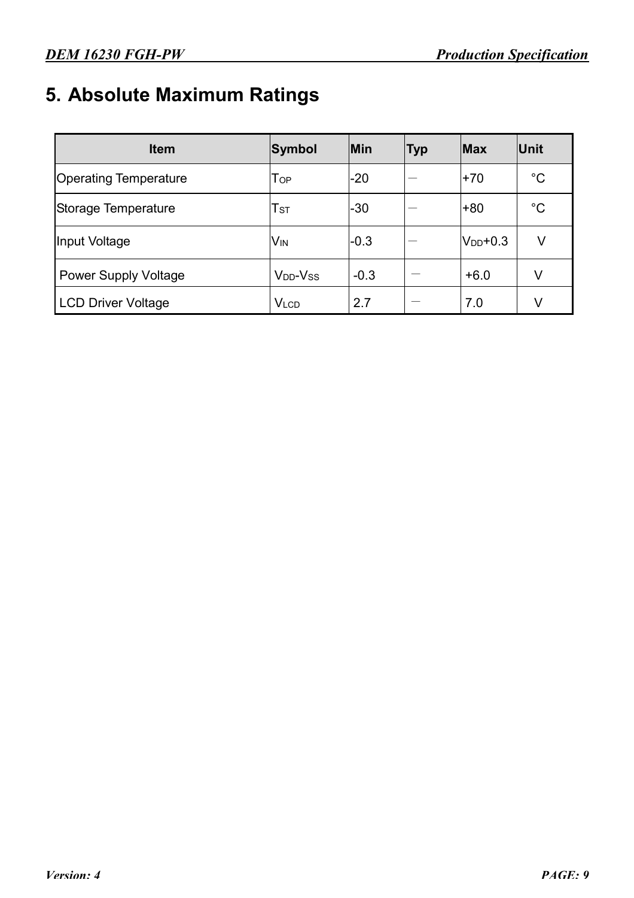# 5. Absolute Maximum Ratings

| Item | Symbol | Min | Typ | Max | Unit |
|---|---|---|---|---|---|
| Operating Temperature | $T_{OP}$ | -20 | － | +70 | °C |
| Storage Temperature | $T_{ST}$ | -30 | － | +80 | °C |
| Input Voltage | $V_{IN}$ | -0.3 | － | $V_{DD}$+0.3 | V |
| Power Supply Voltage | $V_{DD}$-$V_{SS}$ | -0.3 | － | +6.0 | V |
| LCD Driver Voltage | $V_{LCD}$ | 2.7 | － | 7.0 | V |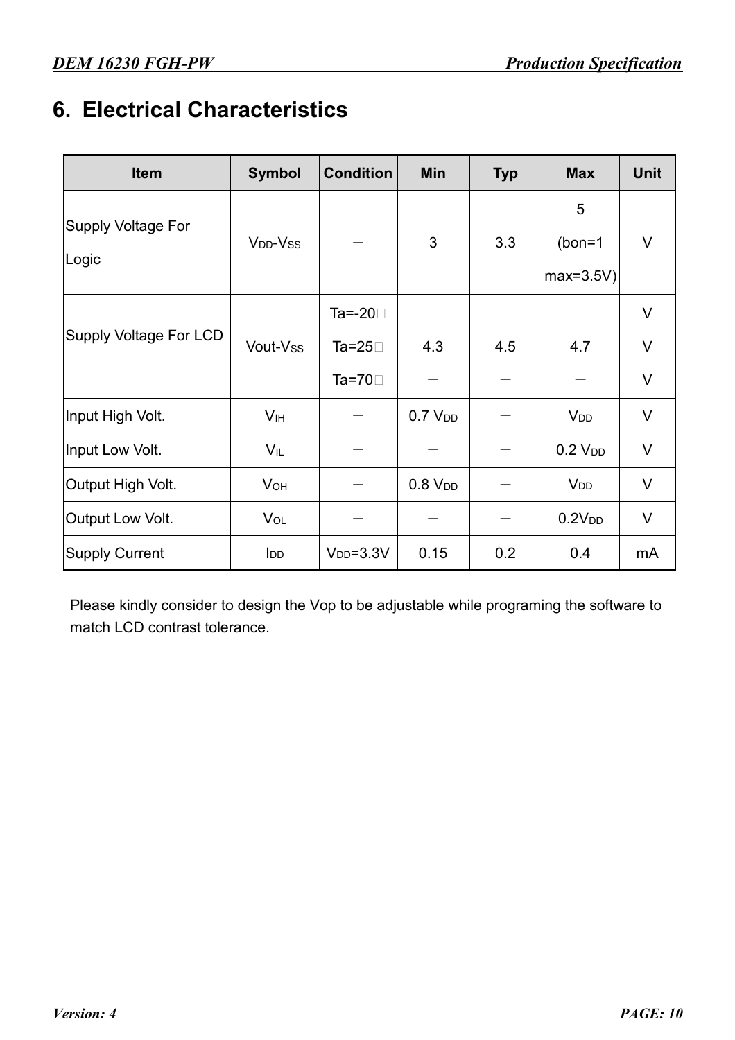# 6. Electrical Characteristics

| Item | Symbol | Condition | Min | Typ | Max | Unit |
|---|---|---|---|---|---|---|
| Supply Voltage For Logic | $V_{DD}$-$V_{SS}$ | — | 3 | 3.3 | 5 (bon=1 max=3.5V) | V |
| Supply Voltage For LCD | Vout-$V_{SS}$ | Ta=-20℃<br>Ta=25℃<br>Ta=70℃ | —<br>4.3<br>— | —<br>4.5<br>— | —<br>4.7<br>— | V<br>V<br>V |
| Input High Volt. | $V_{IH}$ | — | 0.7 $V_{DD}$ | — | $V_{DD}$ | V |
| Input Low Volt. | $V_{IL}$ | — | — | — | 0.2 $V_{DD}$ | V |
| Output High Volt. | $V_{OH}$ | — | 0.8 $V_{DD}$ | — | $V_{DD}$ | V |
| Output Low Volt. | $V_{OL}$ | — | — | — | 0.2$V_{DD}$ | V |
| Supply Current | $I_{DD}$ | $V_{DD}$=3.3V | 0.15 | 0.2 | 0.4 | mA |

Please kindly consider to design the Vop to be adjustable while programing the software to match LCD contrast tolerance.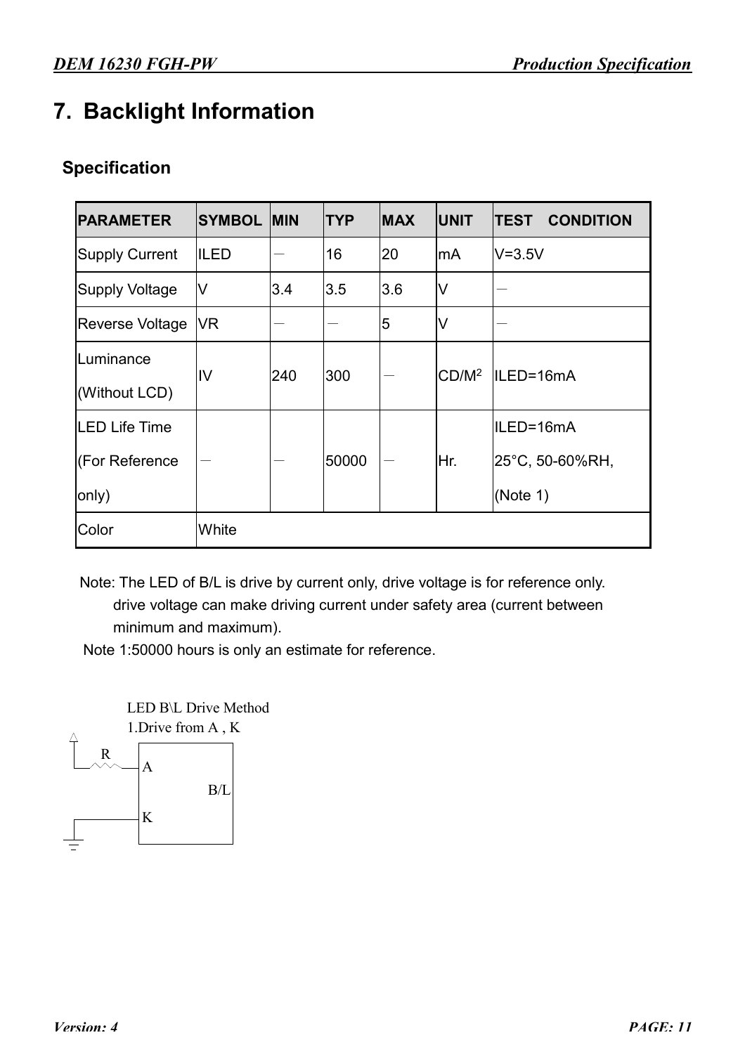# 7. Backlight Information

## Specification

| PARAMETER | SYMBOL | MIN | TYP | MAX | UNIT | TEST CONDITION |
|---|---|---|---|---|---|---|
| Supply Current | ILED | － | 16 | 20 | mA | V=3.5V |
| Supply Voltage | V | 3.4 | 3.5 | 3.6 | V | － |
| Reverse Voltage | VR | － | － | 5 | V | － |
| Luminance (Without LCD) | IV | 240 | 300 | － | $CD/M^2$ | ILED=16mA |
| LED Life Time (For Reference only) | － | － | 50000 | － | Hr. | ILED=16mA 25°C, 50-60%RH, (Note 1) |
| Color | White | | | | | |

Note: The LED of B/L is drive by current only, drive voltage is for reference only. drive voltage can make driving current under safety area (current between minimum and maximum).

Note 1:50000 hours is only an estimate for reference.

LED B\L Drive Method

1.Drive from A , K

R

A

B/L

K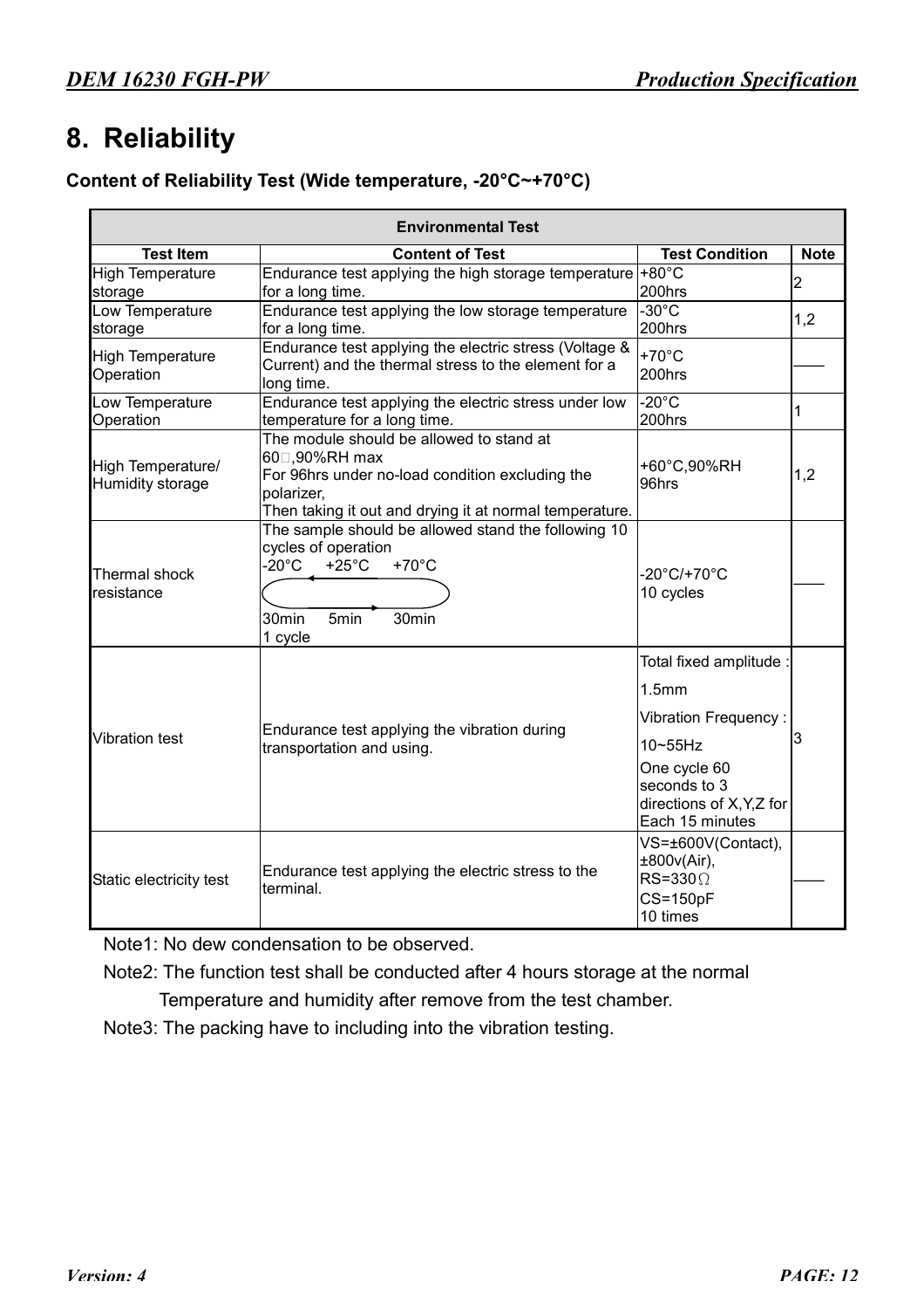# 8. Reliability

**Content of Reliability Test (Wide temperature, -20°C~+70°C)**

| Environmental Test | | | |
|---|---|---|---|
| **Test Item** | **Content of Test** | **Test Condition** | **Note** |
| High Temperature storage | Endurance test applying the high storage temperature for a long time. | +80°C 200hrs | 2 |
| Low Temperature storage | Endurance test applying the low storage temperature for a long time. | -30°C 200hrs | 1,2 |
| High Temperature Operation | Endurance test applying the electric stress (Voltage & Current) and the thermal stress to the element for a long time. | +70°C 200hrs | —— |
| Low Temperature Operation | Endurance test applying the electric stress under low temperature for a long time. | -20°C 200hrs | 1 |
| High Temperature/ Humidity storage | The module should be allowed to stand at 60□,90%RH max For 96hrs under no-load condition excluding the polarizer, Then taking it out and drying it at normal temperature. | +60°C,90%RH 96hrs | 1,2 |
| Thermal shock resistance | The sample should be allowed stand the following 10 cycles of operation -20°C +25°C +70°C 30min 5min 30min 1 cycle | -20°C/+70°C 10 cycles | —— |
| Vibration test | Endurance test applying the vibration during transportation and using. | Total fixed amplitude : 1.5mm Vibration Frequency : 10~55Hz One cycle 60 seconds to 3 directions of X,Y,Z for Each 15 minutes | 3 |
| Static electricity test | Endurance test applying the electric stress to the terminal. | VS=±600V(Contact), ±800v(Air), RS=330Ω CS=150pF 10 times | —— |

Note1: No dew condensation to be observed.

Note2: The function test shall be conducted after 4 hours storage at the normal Temperature and humidity after remove from the test chamber.

Note3: The packing have to including into the vibration testing.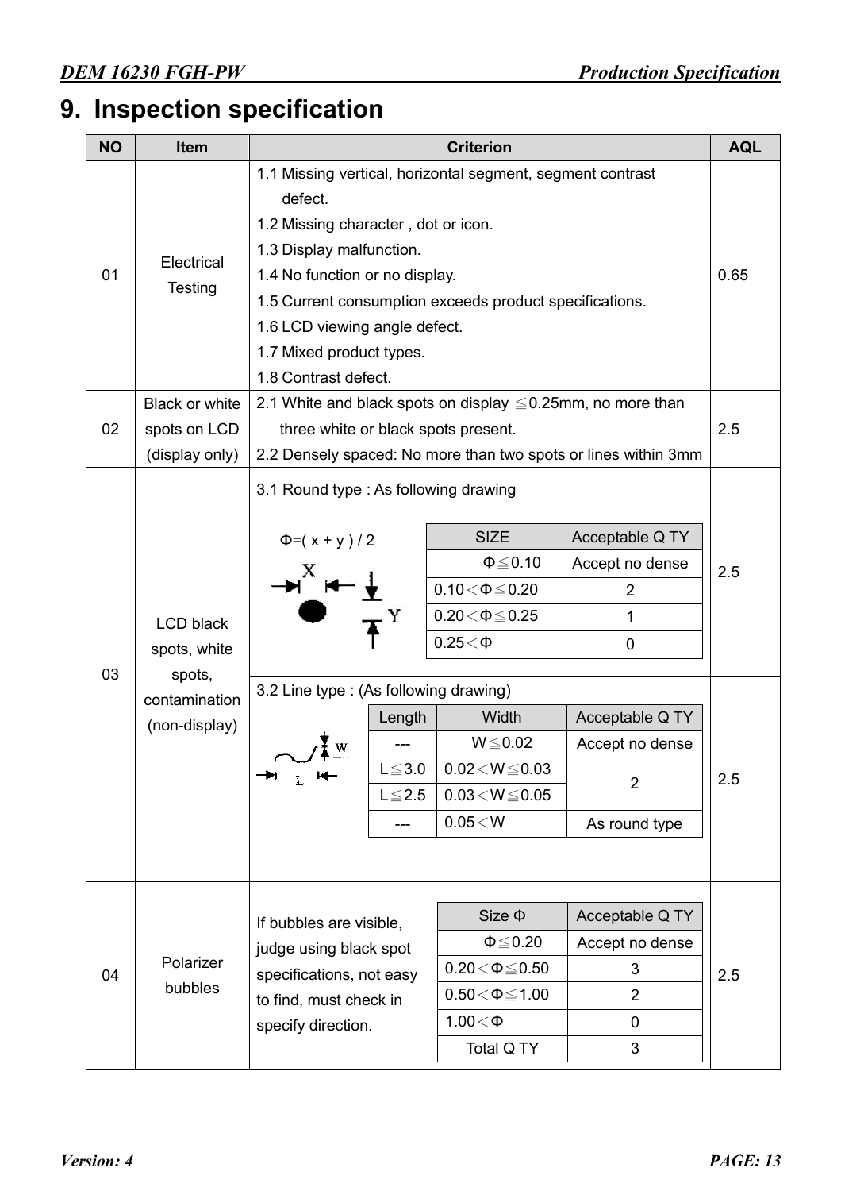# 9. Inspection specification

| NO | Item | Criterion | AQL |
|---|---|---|---|
| 01 | Electrical Testing | 1.1 Missing vertical, horizontal segment, segment contrast defect.<br>1.2 Missing character , dot or icon.<br>1.3 Display malfunction.<br>1.4 No function or no display.<br>1.5 Current consumption exceeds product specifications.<br>1.6 LCD viewing angle defect.<br>1.7 Mixed product types.<br>1.8 Contrast defect. | 0.65 |
| 02 | Black or white spots on LCD (display only) | 2.1 White and black spots on display ≦0.25mm, no more than three white or black spots present.<br>2.2 Densely spaced: No more than two spots or lines within 3mm | 2.5 |
| 03 | LCD black spots, white spots, contamination (non-display) | 3.1 Round type : As following drawing<br>Φ=( x + y ) / 2 | 2.5 |
| | | 3.2 Line type : (As following drawing) | 2.5 |
| 04 | Polarizer bubbles | If bubbles are visible, judge using black spot specifications, not easy to find, must check in specify direction. | 2.5 |

3.1 Round type:

| SIZE | Acceptable Q TY |
|---|---|
| Φ≦0.10 | Accept no dense |
| 0.10＜Φ≦0.20 | 2 |
| 0.20＜Φ≦0.25 | 1 |
| 0.25＜Φ | 0 |

3.2 Line type:

| Length | Width | Acceptable Q TY |
|---|---|---|
| --- | W≦0.02 | Accept no dense |
| L≦3.0 | 0.02＜W≦0.03 | 2 |
| L≦2.5 | 0.03＜W≦0.05 | 2 |
| --- | 0.05＜W | As round type |

04 Polarizer bubbles:

| Size Φ | Acceptable Q TY |
|---|---|
| Φ≦0.20 | Accept no dense |
| 0.20＜Φ≦0.50 | 3 |
| 0.50＜Φ≦1.00 | 2 |
| 1.00＜Φ | 0 |
| Total Q TY | 3 |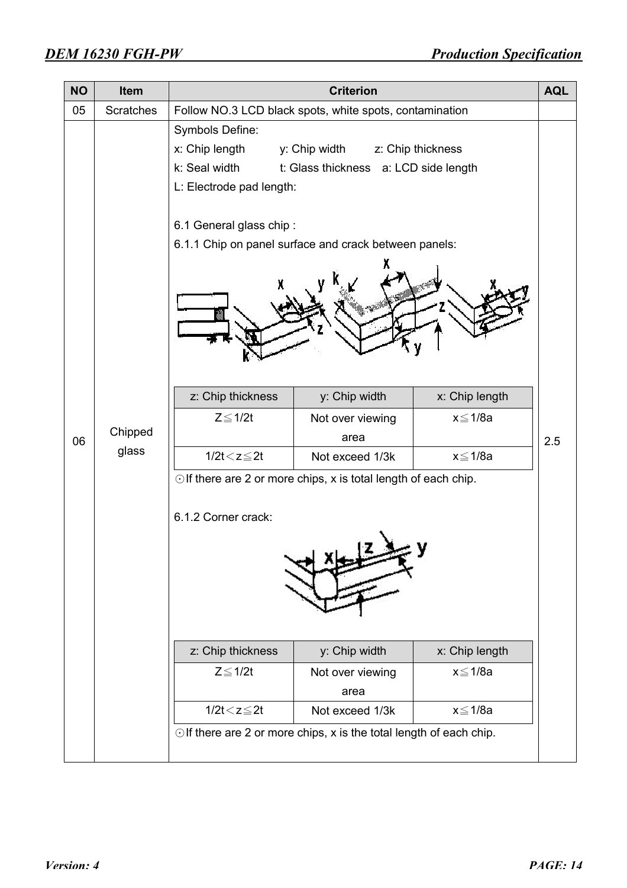| NO | Item | Criterion | AQL |
|---|---|---|---|
| 05 | Scratches | Follow NO.3 LCD black spots, white spots, contamination | |
| 06 | Chipped glass | Symbols Define:<br>x: Chip length y: Chip width z: Chip thickness<br>k: Seal width t: Glass thickness a: LCD side length<br>L: Electrode pad length:<br><br>6.1 General glass chip :<br>6.1.1 Chip on panel surface and crack between panels:<br><br>(see table 6.1.1 below)<br><br>⊙If there are 2 or more chips, x is total length of each chip.<br><br>6.1.2 Corner crack:<br><br>(see table 6.1.2 below)<br><br>⊙If there are 2 or more chips, x is the total length of each chip. | 2.5 |

6.1.1 Chip on panel surface and crack between panels:

| z: Chip thickness | y: Chip width | x: Chip length |
|---|---|---|
| Z≦1/2t | Not over viewing area | x≦1/8a |
| 1/2t＜z≦2t | Not exceed 1/3k | x≦1/8a |

⊙If there are 2 or more chips, x is total length of each chip.

6.1.2 Corner crack:

| z: Chip thickness | y: Chip width | x: Chip length |
|---|---|---|
| Z≦1/2t | Not over viewing area | x≦1/8a |
| 1/2t＜z≦2t | Not exceed 1/3k | x≦1/8a |

⊙If there are 2 or more chips, x is the total length of each chip.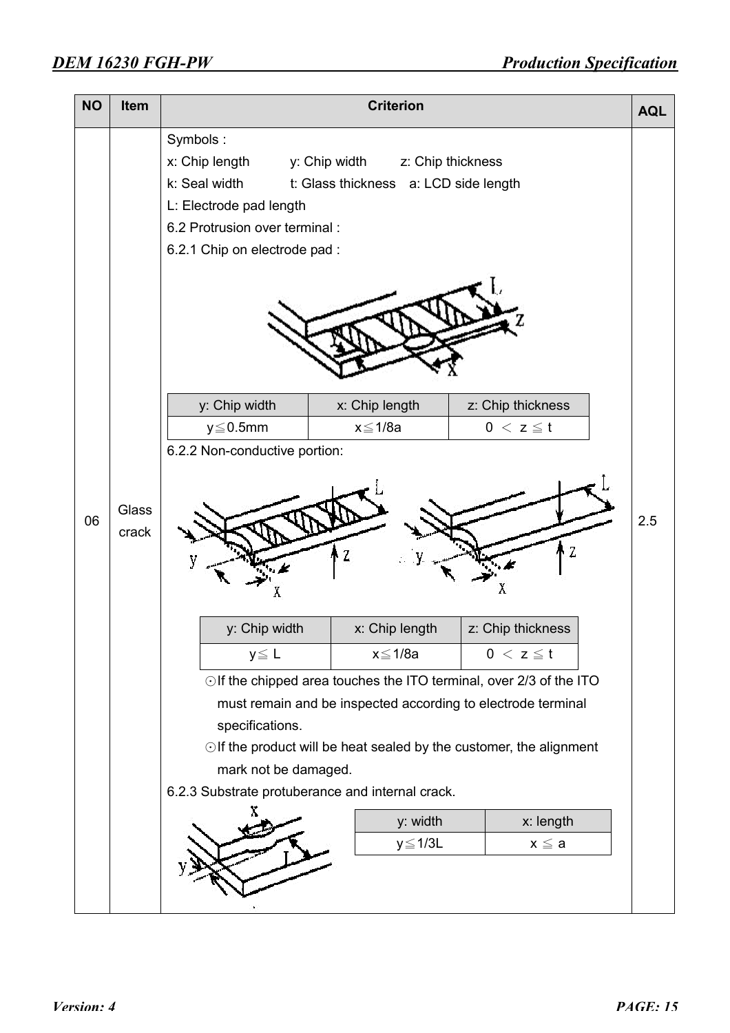| NO | Item | Criterion | AQL |
|---|---|---|---|
| 06 | Glass crack | Symbols :<br>x: Chip length    y: Chip width    z: Chip thickness<br>k: Seal width    t: Glass thickness    a: LCD side length<br>L: Electrode pad length<br>6.2 Protrusion over terminal :<br>6.2.1 Chip on electrode pad :<br><br>y: Chip width: y≦0.5mm; x: Chip length: x≦1/8a; z: Chip thickness: 0 ＜ z ≦ t<br><br>6.2.2 Non-conductive portion:<br><br>y: Chip width: y≦ L; x: Chip length: x≦1/8a; z: Chip thickness: 0 ＜ z ≦ t<br><br>⊙If the chipped area touches the ITO terminal, over 2/3 of the ITO must remain and be inspected according to electrode terminal specifications.<br>⊙If the product will be heat sealed by the customer, the alignment mark not be damaged.<br>6.2.3 Substrate protuberance and internal crack.<br><br>y: width: y≦1/3L; x: length: x ≦ a | 2.5 |

6.2.1 Chip on electrode pad:

| y: Chip width | x: Chip length | z: Chip thickness |
|---|---|---|
| y≦0.5mm | x≦1/8a | 0 ＜ z ≦ t |

6.2.2 Non-conductive portion:

| y: Chip width | x: Chip length | z: Chip thickness |
|---|---|---|
| y≦ L | x≦1/8a | 0 ＜ z ≦ t |

6.2.3 Substrate protuberance and internal crack:

| y: width | x: length |
|---|---|
| y≦1/3L | x ≦ a |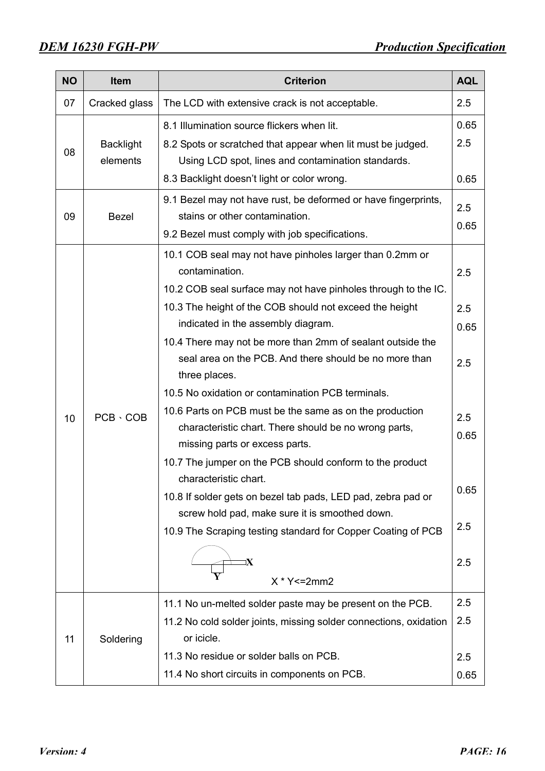| NO | Item | Criterion | AQL |
|---|---|---|---|
| 07 | Cracked glass | The LCD with extensive crack is not acceptable. | 2.5 |
| 08 | Backlight elements | 8.1 Illumination source flickers when lit.<br>8.2 Spots or scratched that appear when lit must be judged. Using LCD spot, lines and contamination standards.<br>8.3 Backlight doesn't light or color wrong. | 0.65<br>2.5<br><br>0.65 |
| 09 | Bezel | 9.1 Bezel may not have rust, be deformed or have fingerprints, stains or other contamination.<br>9.2 Bezel must comply with job specifications. | 2.5<br>0.65 |
| 10 | PCB、COB | 10.1 COB seal may not have pinholes larger than 0.2mm or contamination.<br>10.2 COB seal surface may not have pinholes through to the IC.<br>10.3 The height of the COB should not exceed the height indicated in the assembly diagram.<br>10.4 There may not be more than 2mm of sealant outside the seal area on the PCB. And there should be no more than three places.<br>10.5 No oxidation or contamination PCB terminals.<br>10.6 Parts on PCB must be the same as on the production characteristic chart. There should be no wrong parts, missing parts or excess parts.<br>10.7 The jumper on the PCB should conform to the product characteristic chart.<br>10.8 If solder gets on bezel tab pads, LED pad, zebra pad or screw hold pad, make sure it is smoothed down.<br>10.9 The Scraping testing standard for Copper Coating of PCB<br>X Y<br>X * Y<=2mm2 | 2.5<br><br>2.5<br>0.65<br><br>2.5<br><br>2.5<br>0.65<br><br>0.65<br><br>2.5<br><br>2.5 |
| 11 | Soldering | 11.1 No un-melted solder paste may be present on the PCB.<br>11.2 No cold solder joints, missing solder connections, oxidation or icicle.<br>11.3 No residue or solder balls on PCB.<br>11.4 No short circuits in components on PCB. | 2.5<br>2.5<br><br>2.5<br>0.65 |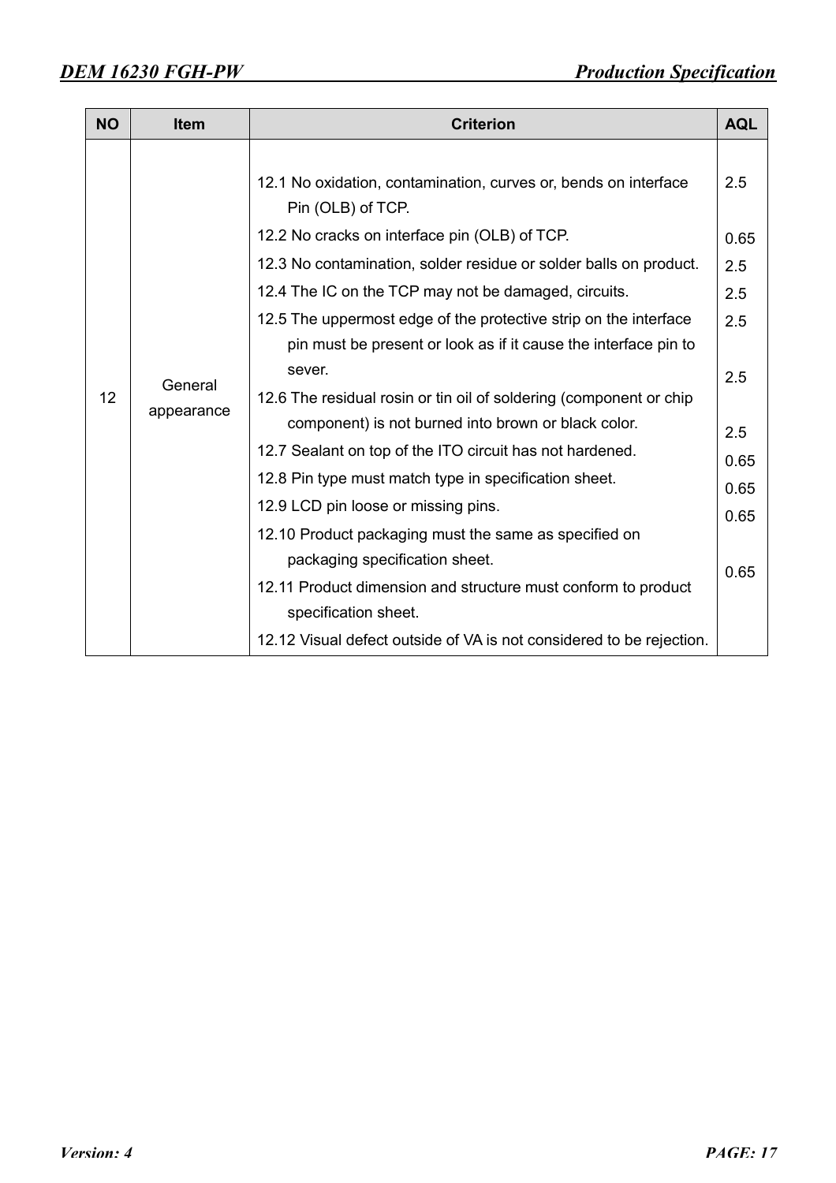| NO | Item | Criterion | AQL |
|---|---|---|---|
| 12 | General appearance | 12.1 No oxidation, contamination, curves or, bends on interface Pin (OLB) of TCP.<br>12.2 No cracks on interface pin (OLB) of TCP.<br>12.3 No contamination, solder residue or solder balls on product.<br>12.4 The IC on the TCP may not be damaged, circuits.<br>12.5 The uppermost edge of the protective strip on the interface pin must be present or look as if it cause the interface pin to sever.<br>12.6 The residual rosin or tin oil of soldering (component or chip component) is not burned into brown or black color.<br>12.7 Sealant on top of the ITO circuit has not hardened.<br>12.8 Pin type must match type in specification sheet.<br>12.9 LCD pin loose or missing pins.<br>12.10 Product packaging must the same as specified on packaging specification sheet.<br>12.11 Product dimension and structure must conform to product specification sheet.<br>12.12 Visual defect outside of VA is not considered to be rejection. | 2.5<br><br>0.65<br>2.5<br>2.5<br>2.5<br><br>2.5<br><br>2.5<br>0.65<br>0.65<br>0.65<br><br>0.65 |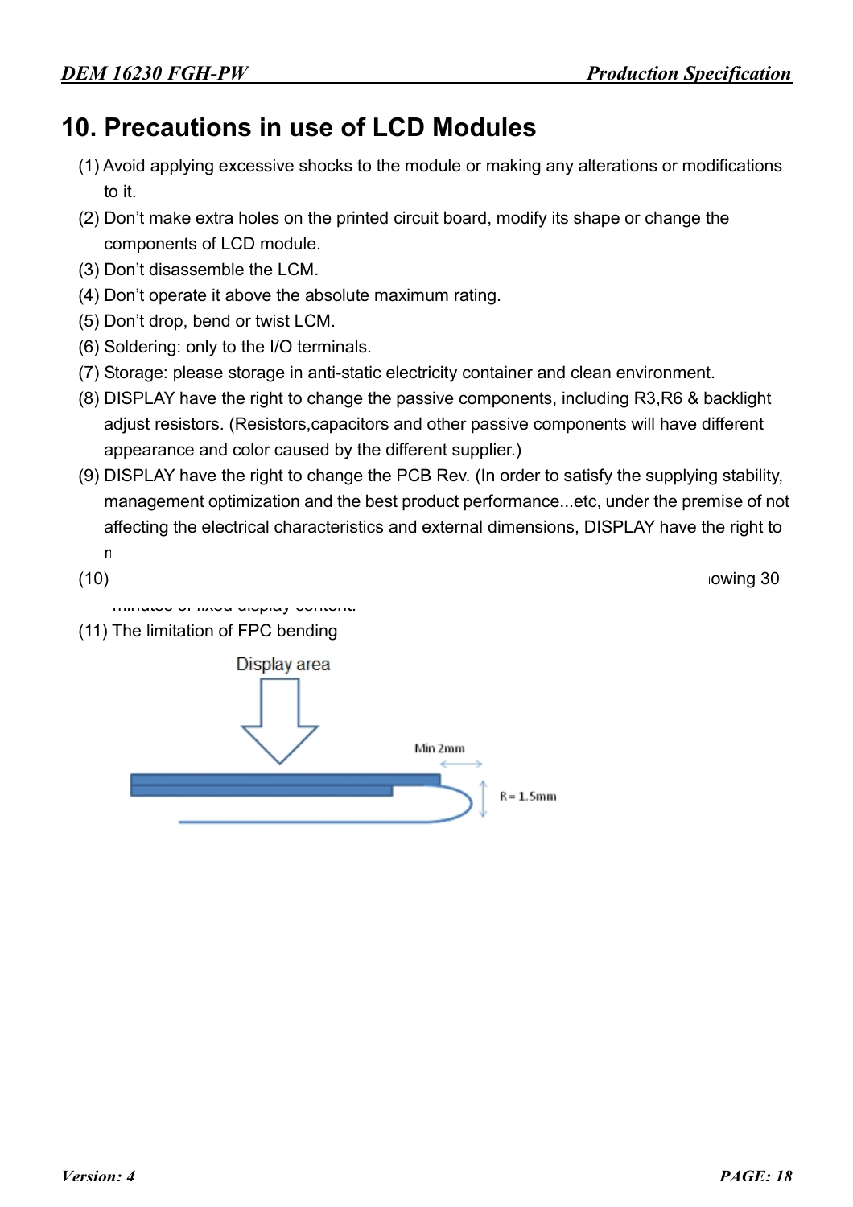# 10. Precautions in use of LCD Modules

(1) Avoid applying excessive shocks to the module or making any alterations or modifications to it.

(2) Don't make extra holes on the printed circuit board, modify its shape or change the components of LCD module.

(3) Don't disassemble the LCM.

(4) Don't operate it above the absolute maximum rating.

(5) Don't drop, bend or twist LCM.

(6) Soldering: only to the I/O terminals.

(7) Storage: please storage in anti-static electricity container and clean environment.

(8) DISPLAY have the right to change the passive components, including R3,R6 & backlight adjust resistors. (Resistors,capacitors and other passive components will have different appearance and color caused by the different supplier.)

(9) DISPLAY have the right to change the PCB Rev. (In order to satisfy the supplying stability, management optimization and the best product performance...etc, under the premise of not affecting the electrical characteristics and external dimensions, DISPLAY have the right to m

(10) owing 30 minutes of fixed display content.

(11) The limitation of FPC bending

Display area

Min 2mm

R = 1.5mm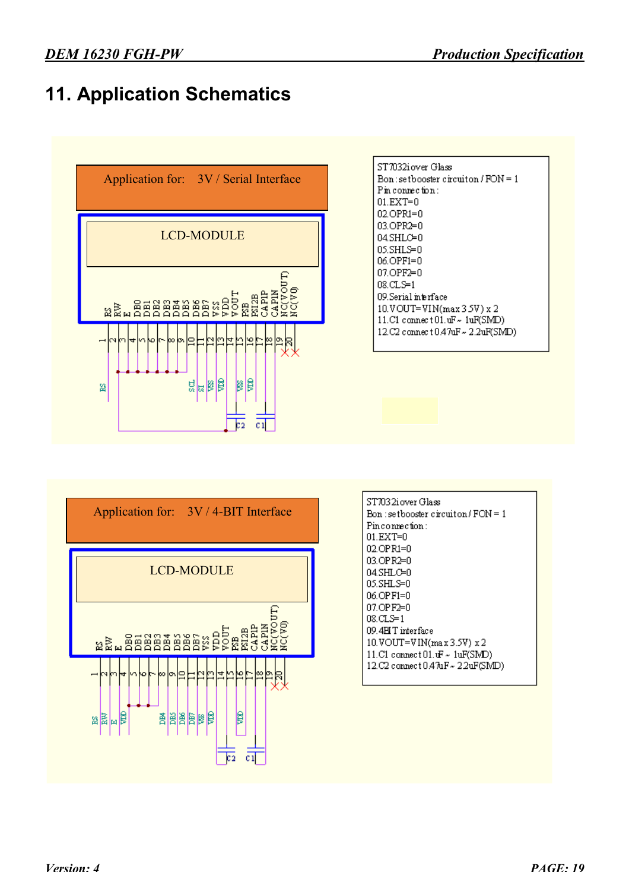# 11. Application Schematics

Application for: 3V / Serial Interface

LCD-MODULE

RS RW E DB0 DB1 DB2 DB3 DB4 DB5 DB6 DB7 VSS VDD VOUT PSB PSI2B CAPIP CAPIN NC(VOUT) NC(V0)

1 2 3 4 5 6 7 8 9 10 11 12 13 14 15 16 17 18 19 20

RS SCL SI VSS VDD VSS VDD C2 C1

ST7032i over Glass
Bon : set booster circuit on / FON = 1
Pin connection :
01.EXT=0
02.OPR1=0
03.OPR2=0
04.SHLC=0
05.SHLS=0
06.OPF1=0
07.OPF2=0
08.CLS=1
09.Serial interface
10.VOUT=VIN(max 3.5V) x 2
11.C1 connect 0.1uF ~ 1uF(SMD)
12.C2 connect 0.47uF ~ 2.2uF(SMD)

Application for: 3V / 4-BIT Interface

LCD-MODULE

RS RW E DB0 DB1 DB2 DB3 DB4 DB5 DB6 DB7 VSS VDD VOUT PSB PSI2B CAPIP CAPIN NC(VOUT) NC(V0)

1 2 3 4 5 6 7 8 9 10 11 12 13 14 15 16 17 18 19 20

RS RW E VDD DB4 DB5 DB6 DB7 VSS VDD VDD C2 C1

ST7032i over Glass
Bon : set booster circuit on / FON = 1
Pin connection :
01.EXT=0
02.OPR1=0
03.OPR2=0
04.SHLC=0
05.SHLS=0
06.OPF1=0
07.OPF2=0
08.CLS=1
09.4BIT interface
10.VOUT=VIN(max 3.5V) x 2
11.C1 connect 0.1uF ~ 1uF(SMD)
12.C2 connect 0.47uF ~ 2.2uF(SMD)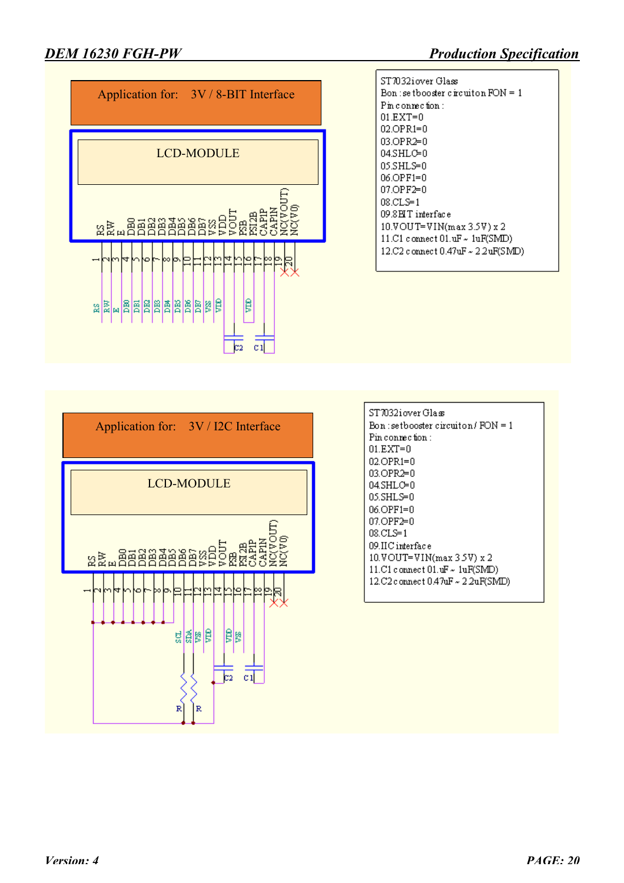## Application for: 3V / 8-BIT Interface

LCD-MODULE

| Pin | Name | Connection |
| --- | --- | --- |
| 1 | RS | RS |
| 2 | RW | RW |
| 3 | E | E |
| 4 | DB0 | DB0 |
| 5 | DB1 | DB1 |
| 6 | DB2 | DB2 |
| 7 | DB3 | DB3 |
| 8 | DB4 | DB4 |
| 9 | DB5 | DB5 |
| 10 | DB6 | DB6 |
| 11 | DB7 | DB7 |
| 12 | VSS | VSS |
| 13 | VDD | VDD |
| 14 | VOUT | C2 |
| 15 | PSB | |
| 16 | PSI2B | VDD |
| 17 | CAPIP | C1 |
| 18 | CAPIN | C1 |
| 19 | NC(VOUT) | X |
| 20 | NC(V0) | X |

ST7032iover Glass
Bon : setbooster circuiton FON = 1
Pin connection :
01.EXT=0
02.OPR1=0
03.OPR2=0
04.SHLC=0
05.SHLS=0
06.OPF1=0
07.OPF2=0
08.CLS=1
09.8BIT interface
10.VOUT=VIN(max 3.5V) x 2
11.C1 connect 01.uF ~ 1uF(SMD)
12.C2 connect 0.47uF ~ 2.2uF(SMD)

## Application for: 3V / I2C Interface

LCD-MODULE

| Pin | Name | Connection |
| --- | --- | --- |
| 1 | RS | |
| 2 | RW | |
| 3 | E | |
| 4 | DB0 | |
| 5 | DB1 | |
| 6 | DB2 | |
| 7 | DB3 | |
| 8 | DB4 | |
| 9 | DB5 | |
| 10 | DB6 | SCL |
| 11 | DB7 | SDA |
| 12 | VSS | VSS |
| 13 | VDD | VDD |
| 14 | VOUT | C2 |
| 15 | PSB | VDD |
| 16 | PSI2B | VSS |
| 17 | CAPIP | C1 |
| 18 | CAPIN | C1 |
| 19 | NC(VOUT) | X |
| 20 | NC(V0) | X |

SCL and SDA pulled up via R.

ST7032iover Glass
Bon : setbooster circuiton / FON = 1
Pin connection :
01.EXT=0
02.OPR1=0
03.OPR2=0
04.SHLC=0
05.SHLS=0
06.OPF1=0
07.OPF2=0
08.CLS=1
09.IIC interface
10.VOUT=VIN(max 3.5V) x 2
11.C1 connect 01.uF ~ 1uF(SMD)
12.C2 connect 0.47uF ~ 2.2uF(SMD)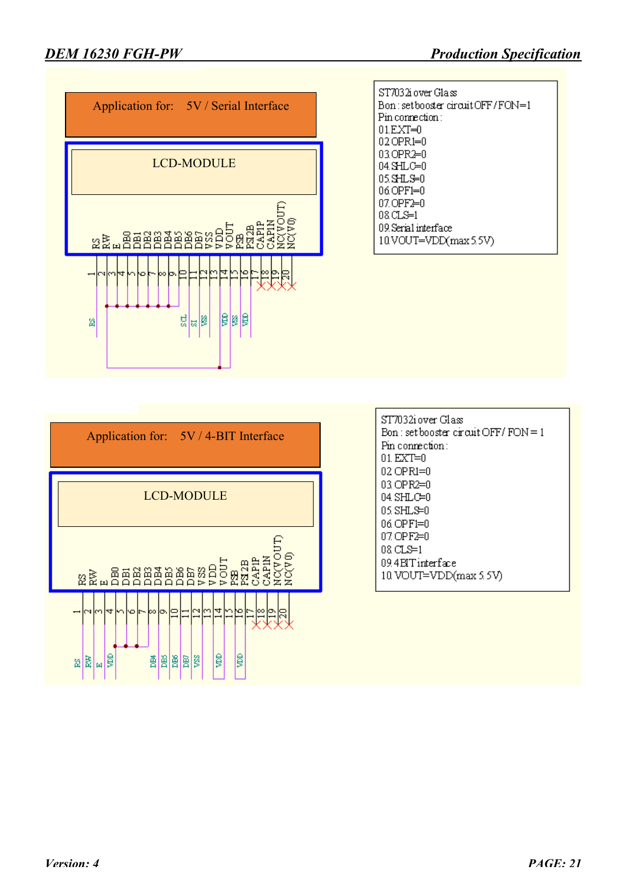**Application for: 5V / Serial Interface**

LCD-MODULE

Pins: RS, RW, E, DB0, DB1, DB2, DB3, DB4, DB5, DB6, DB7, VSS, VDD, VOUT, PSB, PS12B, CAP1P, CAP1N, NC(VOUT), NC(V0)

1 2 3 4 5 6 7 8 9 10 11 12 13 14 15 16 17 18 19 20

RS SCL SI VSS VDD VSS VDD

ST7032i over Glass
Bon : set booster circuit OFF / FON=1
Pin connection :
01.EXT=0
02.OPR1=0
03.OPR2=0
04.SHLC=0
05.SHLS=0
06.OPF1=0
07.OPF2=0
08.CLS=1
09.Serial interface
10.VOUT=VDD(max 5.5V)

**Application for: 5V / 4-BIT Interface**

LCD-MODULE

Pins: RS, RW, E, DB0, DB1, DB2, DB3, DB4, DB5, DB6, DB7, VSS, VDD, VOUT, PSB, PS12B, CAP1P, CAP1N, NC(VOUT), NC(V0)

1 2 3 4 5 6 7 8 9 10 11 12 13 14 15 16 17 18 19 20

RS RW E VDD DB4 DB5 DB6 DB7 VSS VDD VDD

ST7032i over Glass
Bon : set booster circuit OFF / FON = 1
Pin connection :
01. EXT=0
02. OPR1=0
03. OPR2=0
04. SHLC=0
05. SHLS=0
06. OPF1=0
07. OPF2=0
08. CLS=1
09. 4BIT interface
10. VOUT=VDD(max 5.5V)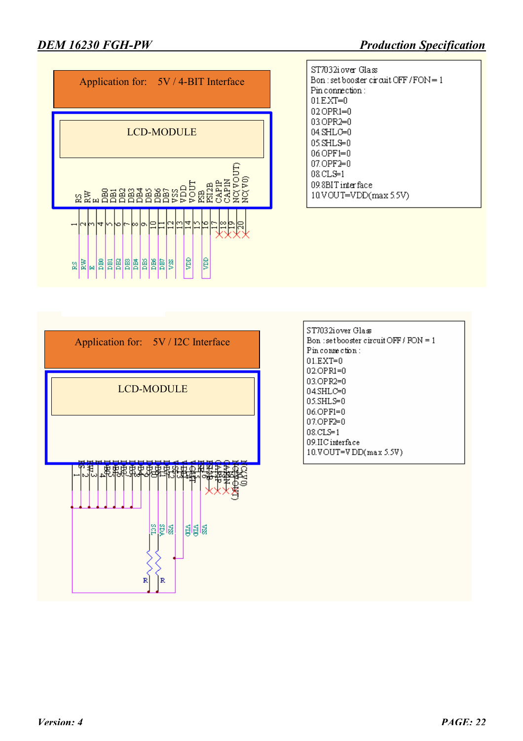Application for: 5V / 4-BIT Interface

LCD-MODULE

RS RW E DB0 DB1 DB2 DB3 DB4 DB5 DB6 DB7 VSS VDD VOUT PSB PSI2B CAP1P CAP1N NC(VOUT) NC(V0)

1 2 3 4 5 6 7 8 9 10 11 12 13 14 15 16 17 18 19 20

RS RW E DB0 DB1 DB2 DB3 DB4 DB5 DB6 DB7 VSS VDD VDD

ST7032i over Glass
Bon : set booster circuit OFF / FON = 1
Pin connection :
01.EXT=0
02.OPR1=0
03.OPR2=0
04.SHLC=0
05.SHLS=0
06.OPF1=0
07.OPF2=0
08.CLS=1
09.8BIT interface
10.VOUT=VDD(max 5.5V)

Application for: 5V / I2C Interface

LCD-MODULE

SCL SDA VSS VDD VDD VSS

R R

ST7032i over Glass
Bon : set booster circuit OFF / FON = 1
Pin connection :
01.EXT=0
02.OPR1=0
03.OPR2=0
04.SHLC=0
05.SHLS=0
06.OPF1=0
07.OPF2=0
08.CLS=1
09.IIC interface
10.VOUT=VDD(max 5.5V)